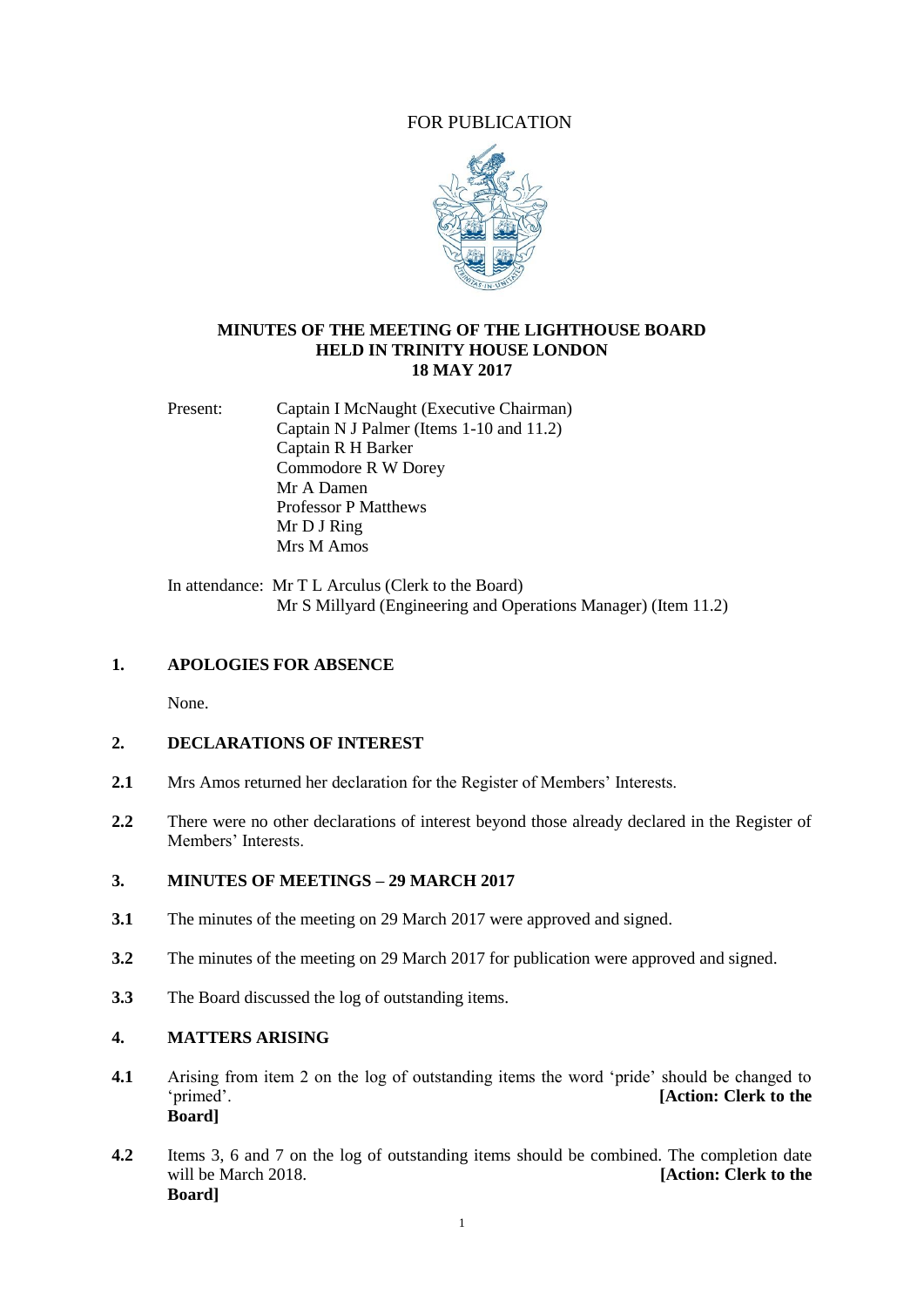FOR PUBLICATION

# MINUTES OF THE MEETING OF THE LIGHTHOUSE BOARD HELD IN TRINITY HOUSE LONDON 18 MAY 2017

Present: Captain I McNaught (Executive Chairman)
Captain N J Palmer (Items 1-10 and 11.2)
Captain R H Barker
Commodore R W Dorey
Mr A Damen
Professor P Matthews
Mr D J Ring
Mrs M Amos

In attendance: Mr T L Arculus (Clerk to the Board)
Mr S Millyard (Engineering and Operations Manager) (Item 11.2)

## 1. APOLOGIES FOR ABSENCE

None.

## 2. DECLARATIONS OF INTEREST

**2.1** Mrs Amos returned her declaration for the Register of Members' Interests.

**2.2** There were no other declarations of interest beyond those already declared in the Register of Members' Interests.

## 3. MINUTES OF MEETINGS – 29 MARCH 2017

**3.1** The minutes of the meeting on 29 March 2017 were approved and signed.

**3.2** The minutes of the meeting on 29 March 2017 for publication were approved and signed.

**3.3** The Board discussed the log of outstanding items.

## 4. MATTERS ARISING

**4.1** Arising from item 2 on the log of outstanding items the word 'pride' should be changed to 'primed'. **[Action: Clerk to the Board]**

**4.2** Items 3, 6 and 7 on the log of outstanding items should be combined. The completion date will be March 2018. **[Action: Clerk to the Board]**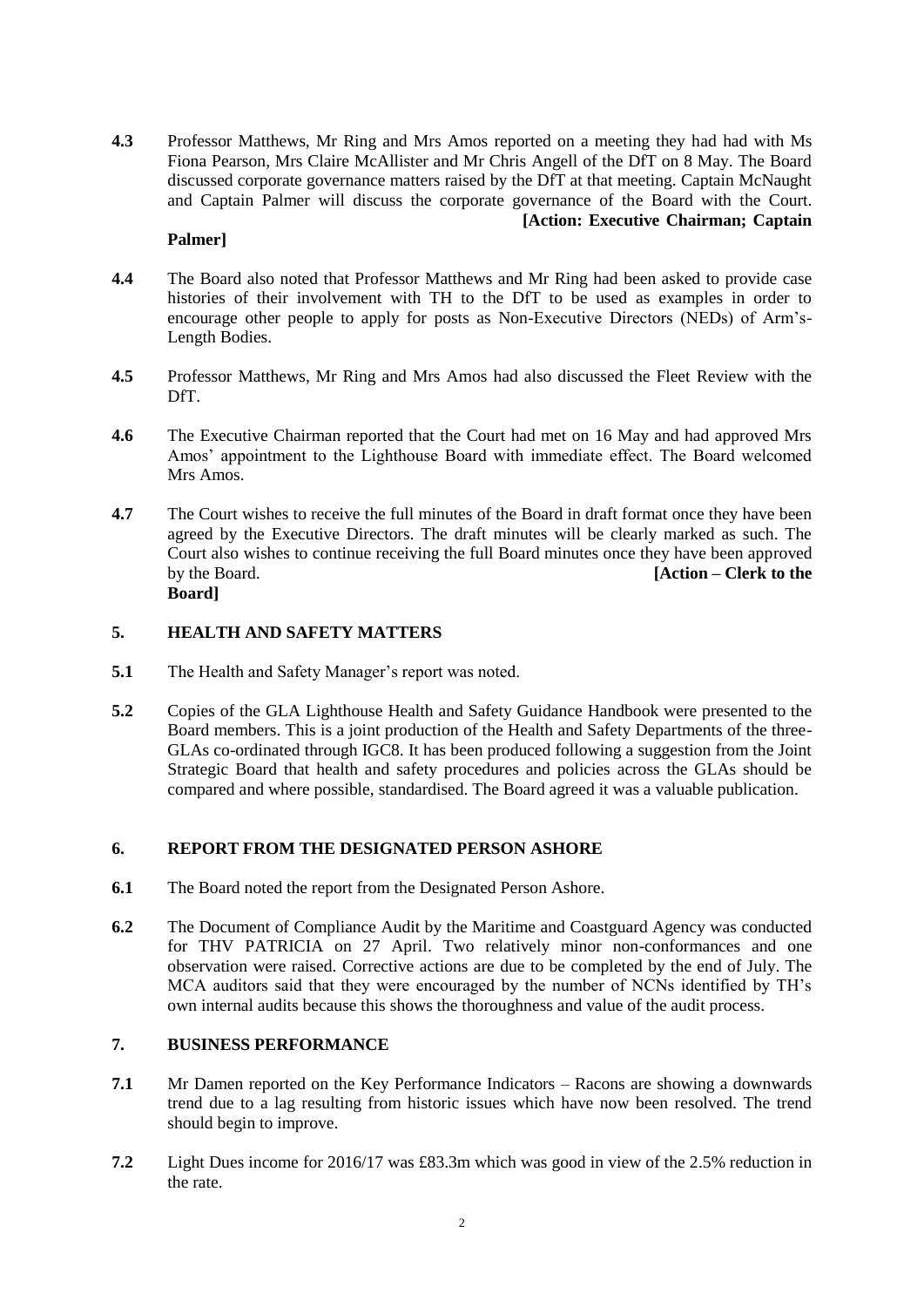**4.3** Professor Matthews, Mr Ring and Mrs Amos reported on a meeting they had had with Ms Fiona Pearson, Mrs Claire McAllister and Mr Chris Angell of the DfT on 8 May. The Board discussed corporate governance matters raised by the DfT at that meeting. Captain McNaught and Captain Palmer will discuss the corporate governance of the Board with the Court. **[Action: Executive Chairman; Captain Palmer]**

**4.4** The Board also noted that Professor Matthews and Mr Ring had been asked to provide case histories of their involvement with TH to the DfT to be used as examples in order to encourage other people to apply for posts as Non-Executive Directors (NEDs) of Arm's-Length Bodies.

**4.5** Professor Matthews, Mr Ring and Mrs Amos had also discussed the Fleet Review with the DfT.

**4.6** The Executive Chairman reported that the Court had met on 16 May and had approved Mrs Amos' appointment to the Lighthouse Board with immediate effect. The Board welcomed Mrs Amos.

**4.7** The Court wishes to receive the full minutes of the Board in draft format once they have been agreed by the Executive Directors. The draft minutes will be clearly marked as such. The Court also wishes to continue receiving the full Board minutes once they have been approved by the Board. **[Action – Clerk to the Board]**

## 5. HEALTH AND SAFETY MATTERS

**5.1** The Health and Safety Manager's report was noted.

**5.2** Copies of the GLA Lighthouse Health and Safety Guidance Handbook were presented to the Board members. This is a joint production of the Health and Safety Departments of the three-GLAs co-ordinated through IGC8. It has been produced following a suggestion from the Joint Strategic Board that health and safety procedures and policies across the GLAs should be compared and where possible, standardised. The Board agreed it was a valuable publication.

## 6. REPORT FROM THE DESIGNATED PERSON ASHORE

**6.1** The Board noted the report from the Designated Person Ashore.

**6.2** The Document of Compliance Audit by the Maritime and Coastguard Agency was conducted for THV PATRICIA on 27 April. Two relatively minor non-conformances and one observation were raised. Corrective actions are due to be completed by the end of July. The MCA auditors said that they were encouraged by the number of NCNs identified by TH's own internal audits because this shows the thoroughness and value of the audit process.

## 7. BUSINESS PERFORMANCE

**7.1** Mr Damen reported on the Key Performance Indicators – Racons are showing a downwards trend due to a lag resulting from historic issues which have now been resolved. The trend should begin to improve.

**7.2** Light Dues income for 2016/17 was £83.3m which was good in view of the 2.5% reduction in the rate.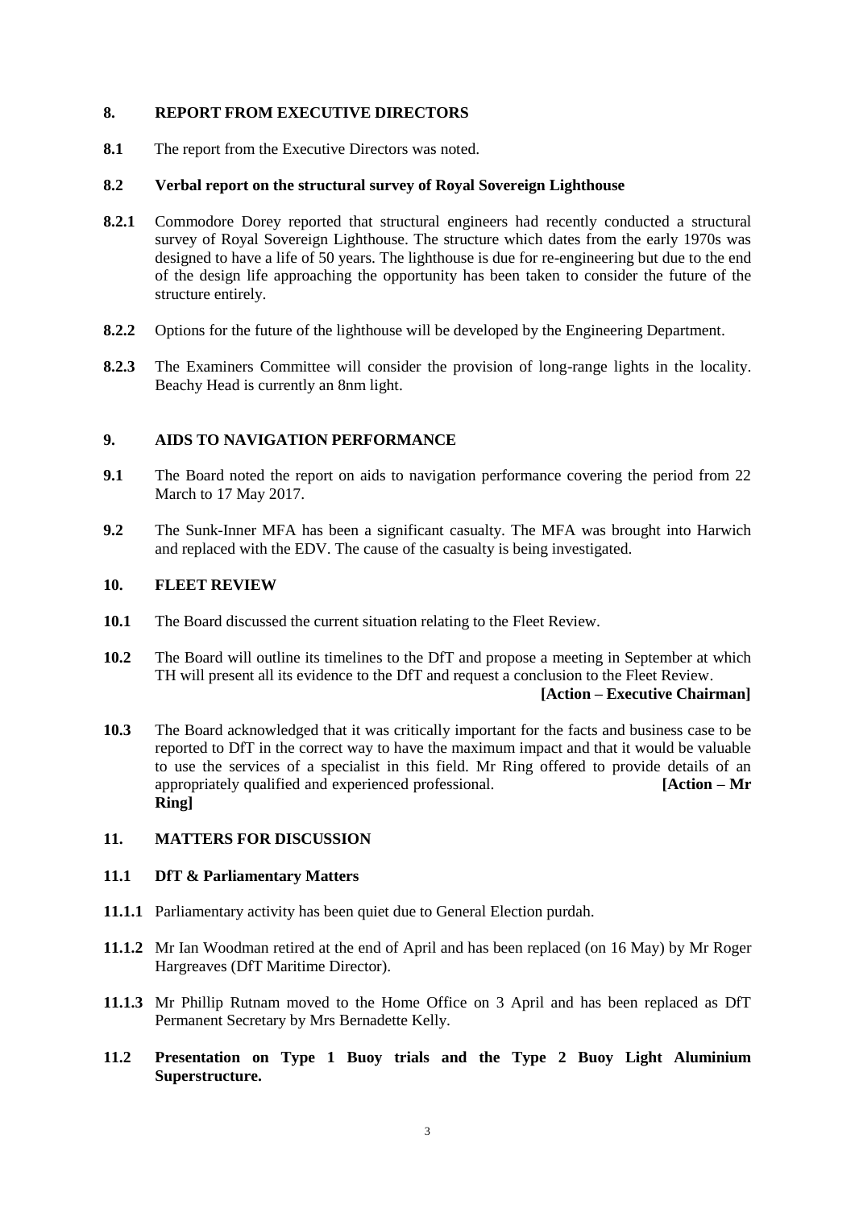## 8. REPORT FROM EXECUTIVE DIRECTORS

**8.1** The report from the Executive Directors was noted.

### 8.2 Verbal report on the structural survey of Royal Sovereign Lighthouse

**8.2.1** Commodore Dorey reported that structural engineers had recently conducted a structural survey of Royal Sovereign Lighthouse. The structure which dates from the early 1970s was designed to have a life of 50 years. The lighthouse is due for re-engineering but due to the end of the design life approaching the opportunity has been taken to consider the future of the structure entirely.

**8.2.2** Options for the future of the lighthouse will be developed by the Engineering Department.

**8.2.3** The Examiners Committee will consider the provision of long-range lights in the locality. Beachy Head is currently an 8nm light.

## 9. AIDS TO NAVIGATION PERFORMANCE

**9.1** The Board noted the report on aids to navigation performance covering the period from 22 March to 17 May 2017.

**9.2** The Sunk-Inner MFA has been a significant casualty. The MFA was brought into Harwich and replaced with the EDV. The cause of the casualty is being investigated.

## 10. FLEET REVIEW

**10.1** The Board discussed the current situation relating to the Fleet Review.

**10.2** The Board will outline its timelines to the DfT and propose a meeting in September at which TH will present all its evidence to the DfT and request a conclusion to the Fleet Review.

**[Action – Executive Chairman]**

**10.3** The Board acknowledged that it was critically important for the facts and business case to be reported to DfT in the correct way to have the maximum impact and that it would be valuable to use the services of a specialist in this field. Mr Ring offered to provide details of an appropriately qualified and experienced professional. **[Action – Mr Ring]**

## 11. MATTERS FOR DISCUSSION

### 11.1 DfT & Parliamentary Matters

**11.1.1** Parliamentary activity has been quiet due to General Election purdah.

**11.1.2** Mr Ian Woodman retired at the end of April and has been replaced (on 16 May) by Mr Roger Hargreaves (DfT Maritime Director).

**11.1.3** Mr Phillip Rutnam moved to the Home Office on 3 April and has been replaced as DfT Permanent Secretary by Mrs Bernadette Kelly.

### 11.2 Presentation on Type 1 Buoy trials and the Type 2 Buoy Light Aluminium Superstructure.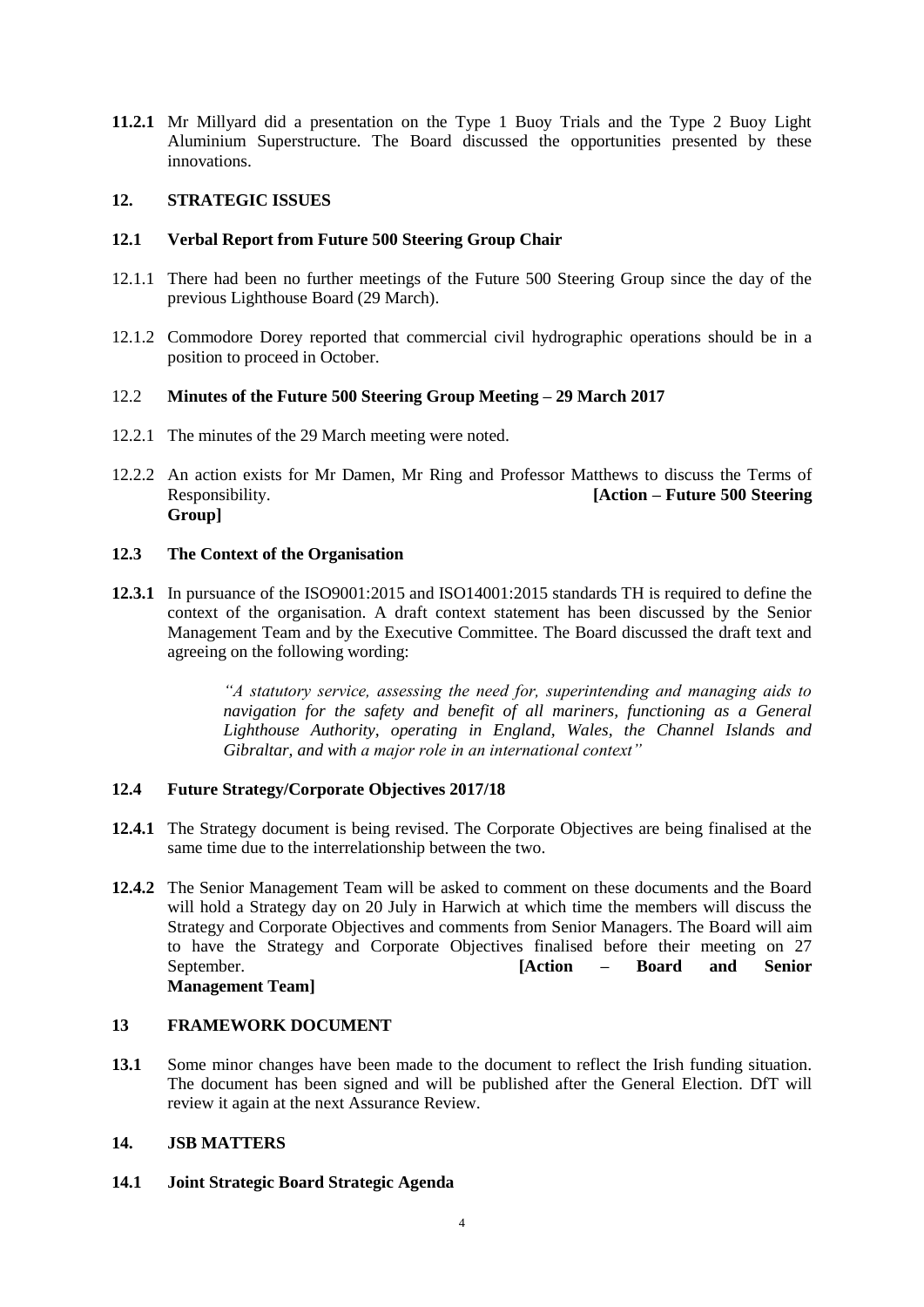**11.2.1** Mr Millyard did a presentation on the Type 1 Buoy Trials and the Type 2 Buoy Light Aluminium Superstructure. The Board discussed the opportunities presented by these innovations.

## 12. STRATEGIC ISSUES

### 12.1 Verbal Report from Future 500 Steering Group Chair

12.1.1 There had been no further meetings of the Future 500 Steering Group since the day of the previous Lighthouse Board (29 March).

12.1.2 Commodore Dorey reported that commercial civil hydrographic operations should be in a position to proceed in October.

### 12.2 Minutes of the Future 500 Steering Group Meeting – 29 March 2017

12.2.1 The minutes of the 29 March meeting were noted.

12.2.2 An action exists for Mr Damen, Mr Ring and Professor Matthews to discuss the Terms of Responsibility. **[Action – Future 500 Steering Group]**

### 12.3 The Context of the Organisation

**12.3.1** In pursuance of the ISO9001:2015 and ISO14001:2015 standards TH is required to define the context of the organisation. A draft context statement has been discussed by the Senior Management Team and by the Executive Committee. The Board discussed the draft text and agreeing on the following wording:

> *"A statutory service, assessing the need for, superintending and managing aids to navigation for the safety and benefit of all mariners, functioning as a General Lighthouse Authority, operating in England, Wales, the Channel Islands and Gibraltar, and with a major role in an international context"*

### 12.4 Future Strategy/Corporate Objectives 2017/18

**12.4.1** The Strategy document is being revised. The Corporate Objectives are being finalised at the same time due to the interrelationship between the two.

**12.4.2** The Senior Management Team will be asked to comment on these documents and the Board will hold a Strategy day on 20 July in Harwich at which time the members will discuss the Strategy and Corporate Objectives and comments from Senior Managers. The Board will aim to have the Strategy and Corporate Objectives finalised before their meeting on 27 September. **[Action – Board and Senior Management Team]**

## 13 FRAMEWORK DOCUMENT

**13.1** Some minor changes have been made to the document to reflect the Irish funding situation. The document has been signed and will be published after the General Election. DfT will review it again at the next Assurance Review.

## 14. JSB MATTERS

### 14.1 Joint Strategic Board Strategic Agenda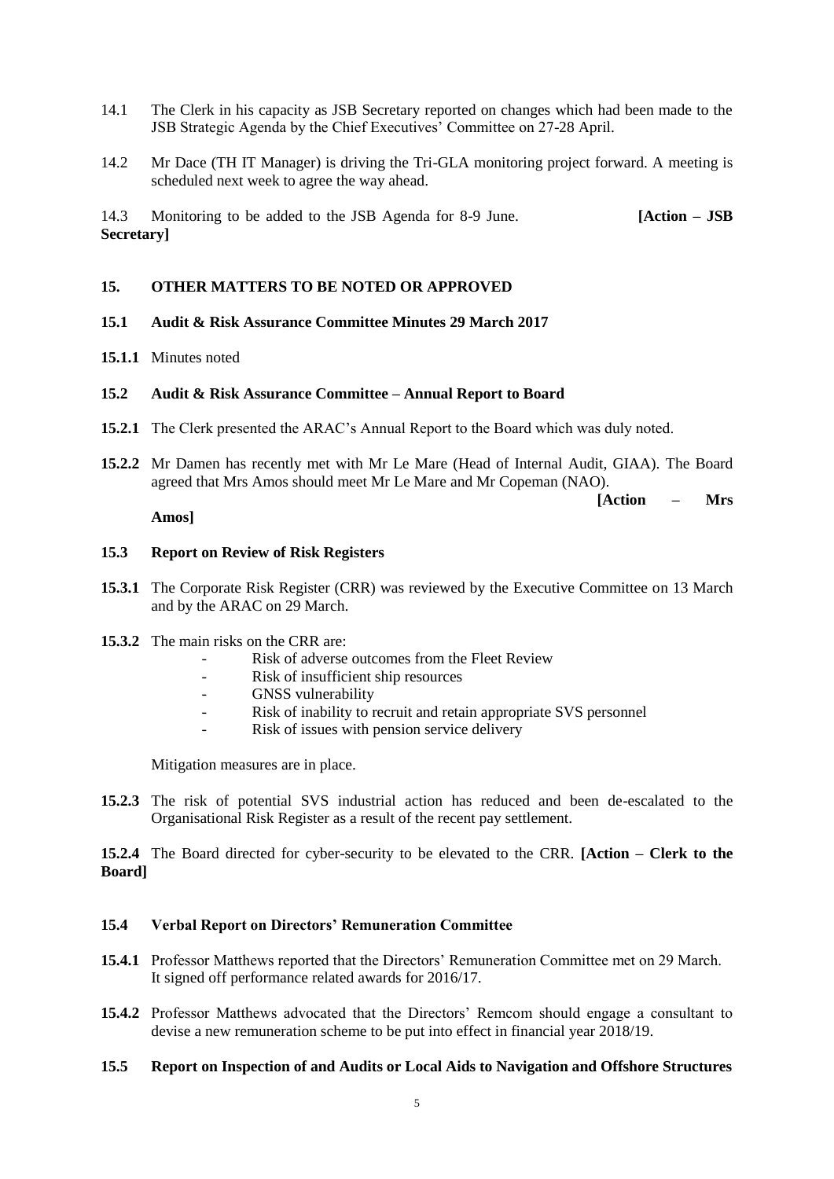14.1 The Clerk in his capacity as JSB Secretary reported on changes which had been made to the JSB Strategic Agenda by the Chief Executives' Committee on 27-28 April.

14.2 Mr Dace (TH IT Manager) is driving the Tri-GLA monitoring project forward. A meeting is scheduled next week to agree the way ahead.

14.3 Monitoring to be added to the JSB Agenda for 8-9 June. **[Action – JSB Secretary]**

## 15. OTHER MATTERS TO BE NOTED OR APPROVED

### 15.1 Audit & Risk Assurance Committee Minutes 29 March 2017

**15.1.1** Minutes noted

### 15.2 Audit & Risk Assurance Committee – Annual Report to Board

**15.2.1** The Clerk presented the ARAC's Annual Report to the Board which was duly noted.

**15.2.2** Mr Damen has recently met with Mr Le Mare (Head of Internal Audit, GIAA). The Board agreed that Mrs Amos should meet Mr Le Mare and Mr Copeman (NAO). **[Action – Mrs Amos]**

### 15.3 Report on Review of Risk Registers

**15.3.1** The Corporate Risk Register (CRR) was reviewed by the Executive Committee on 13 March and by the ARAC on 29 March.

**15.3.2** The main risks on the CRR are:

- Risk of adverse outcomes from the Fleet Review
- Risk of insufficient ship resources
- GNSS vulnerability
- Risk of inability to recruit and retain appropriate SVS personnel
- Risk of issues with pension service delivery

Mitigation measures are in place.

**15.2.3** The risk of potential SVS industrial action has reduced and been de-escalated to the Organisational Risk Register as a result of the recent pay settlement.

**15.2.4** The Board directed for cyber-security to be elevated to the CRR. **[Action – Clerk to the Board]**

### 15.4 Verbal Report on Directors' Remuneration Committee

**15.4.1** Professor Matthews reported that the Directors' Remuneration Committee met on 29 March. It signed off performance related awards for 2016/17.

**15.4.2** Professor Matthews advocated that the Directors' Remcom should engage a consultant to devise a new remuneration scheme to be put into effect in financial year 2018/19.

### 15.5 Report on Inspection of and Audits or Local Aids to Navigation and Offshore Structures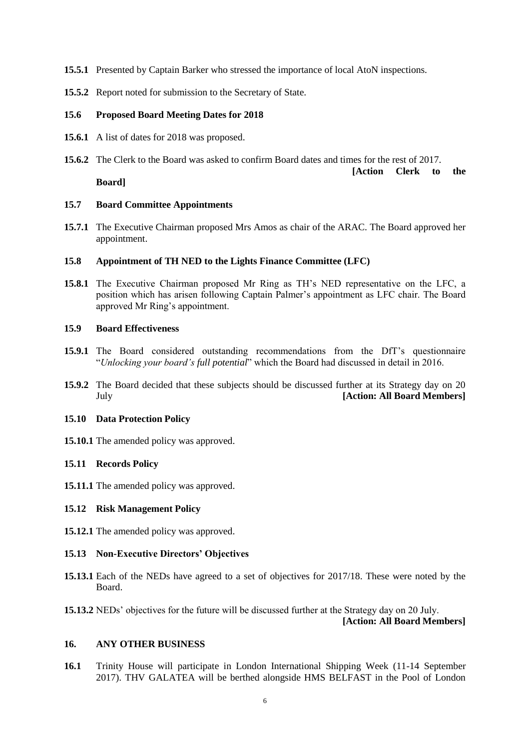**15.5.1** Presented by Captain Barker who stressed the importance of local AtoN inspections.

**15.5.2** Report noted for submission to the Secretary of State.

### 15.6 Proposed Board Meeting Dates for 2018

**15.6.1** A list of dates for 2018 was proposed.

**15.6.2** The Clerk to the Board was asked to confirm Board dates and times for the rest of 2017. **[Action Clerk to the Board]**

### 15.7 Board Committee Appointments

**15.7.1** The Executive Chairman proposed Mrs Amos as chair of the ARAC. The Board approved her appointment.

### 15.8 Appointment of TH NED to the Lights Finance Committee (LFC)

**15.8.1** The Executive Chairman proposed Mr Ring as TH's NED representative on the LFC, a position which has arisen following Captain Palmer's appointment as LFC chair. The Board approved Mr Ring's appointment.

### 15.9 Board Effectiveness

**15.9.1** The Board considered outstanding recommendations from the DfT's questionnaire "*Unlocking your board's full potential*" which the Board had discussed in detail in 2016.

**15.9.2** The Board decided that these subjects should be discussed further at its Strategy day on 20 July **[Action: All Board Members]**

### 15.10 Data Protection Policy

**15.10.1** The amended policy was approved.

### 15.11 Records Policy

**15.11.1** The amended policy was approved.

### 15.12 Risk Management Policy

**15.12.1** The amended policy was approved.

### 15.13 Non-Executive Directors' Objectives

**15.13.1** Each of the NEDs have agreed to a set of objectives for 2017/18. These were noted by the Board.

**15.13.2** NEDs' objectives for the future will be discussed further at the Strategy day on 20 July. **[Action: All Board Members]**

## 16. ANY OTHER BUSINESS

**16.1** Trinity House will participate in London International Shipping Week (11-14 September 2017). THV GALATEA will be berthed alongside HMS BELFAST in the Pool of London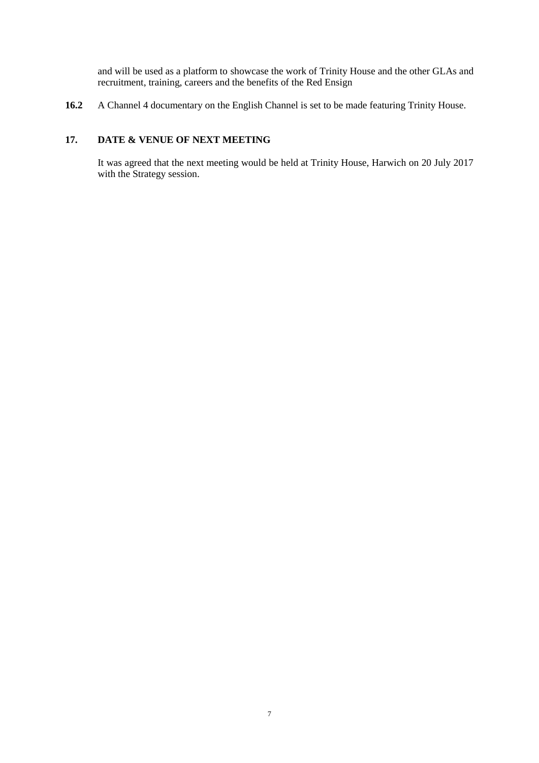and will be used as a platform to showcase the work of Trinity House and the other GLAs and recruitment, training, careers and the benefits of the Red Ensign

**16.2** A Channel 4 documentary on the English Channel is set to be made featuring Trinity House.

## 17. DATE & VENUE OF NEXT MEETING

It was agreed that the next meeting would be held at Trinity House, Harwich on 20 July 2017 with the Strategy session.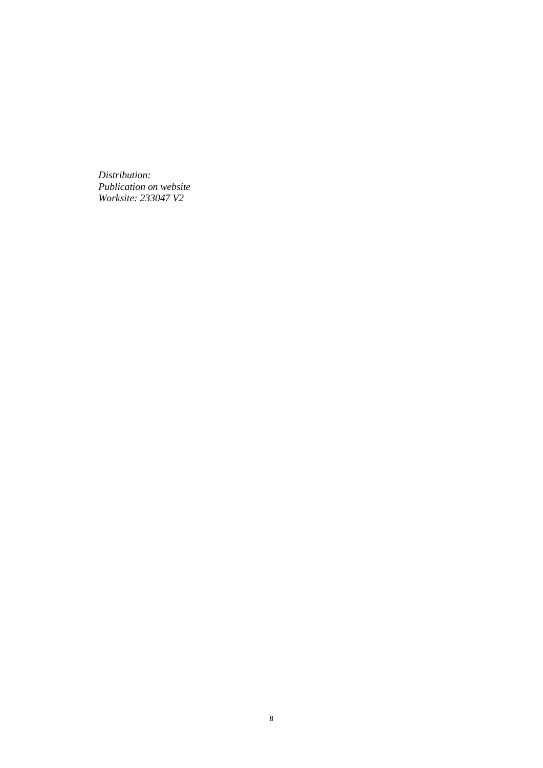*Distribution:*
*Publication on website*
*Worksite: 233047 V2*